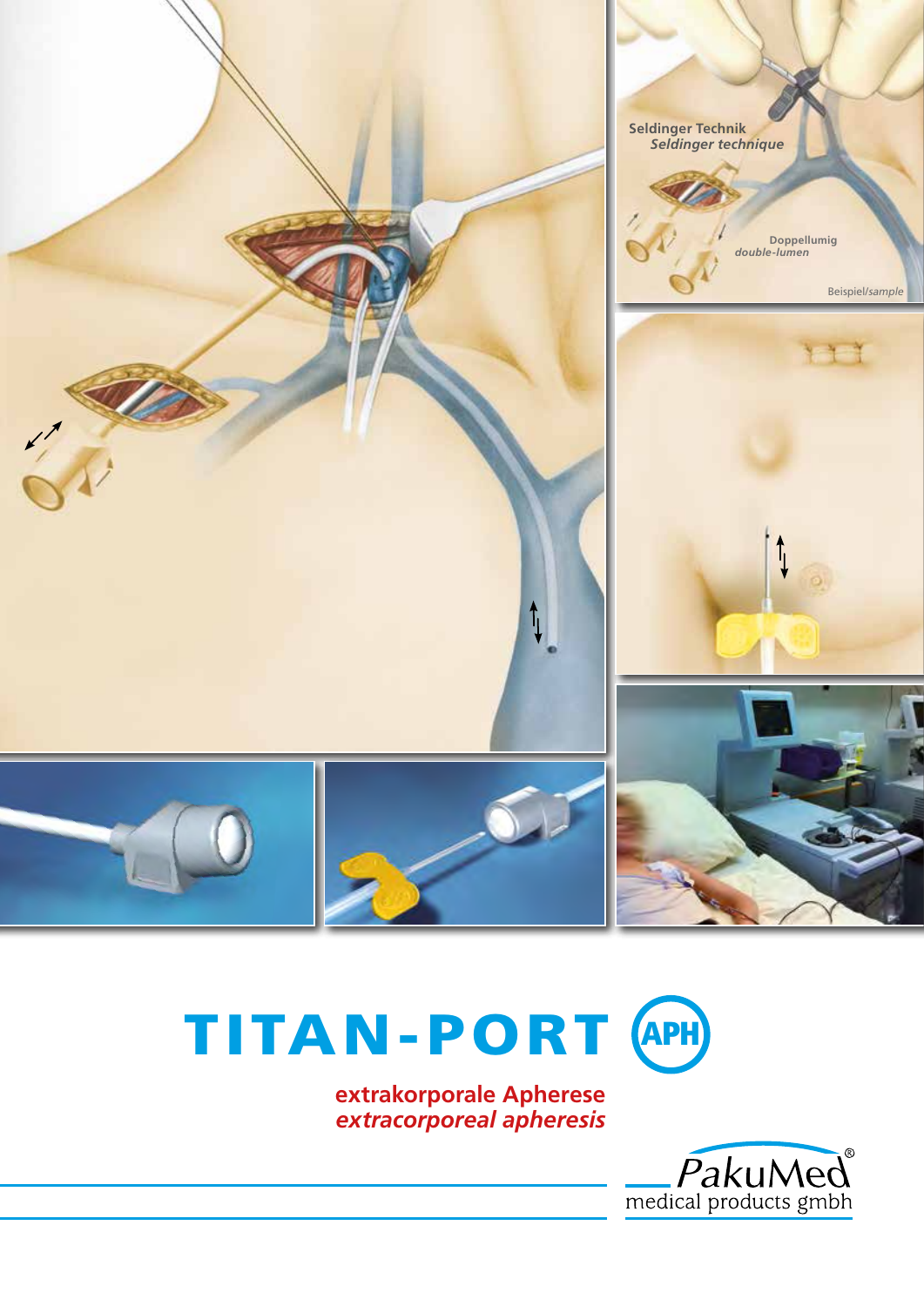Seldinger Technik
*Seldinger technique*

Doppellumig
*double-lumen*

Beispiel/*sample*

# TITAN-PORT APH

**extrakorporale Apherese**
***extracorporeal apheresis***

PakuMed®
medical products gmbh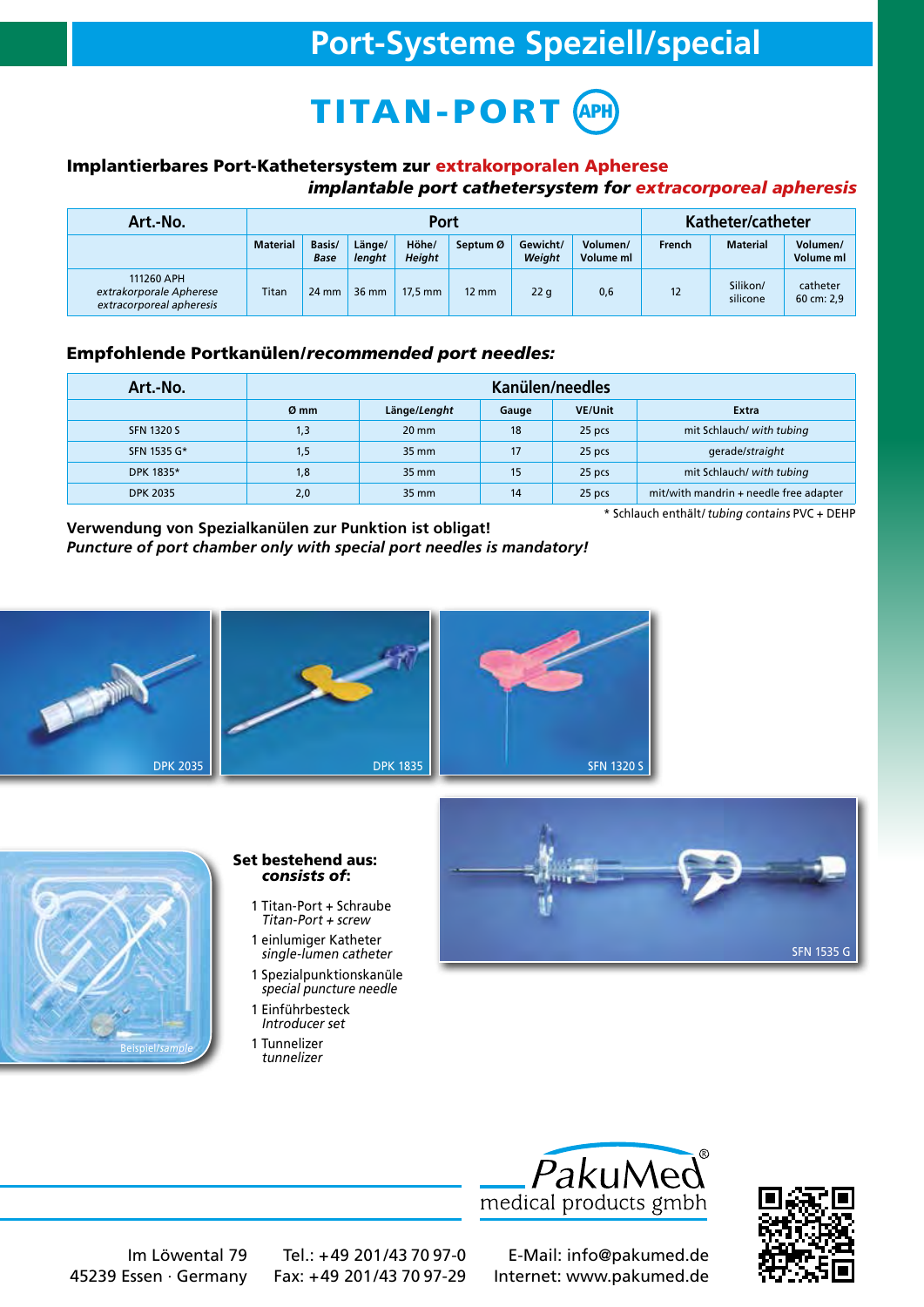# Port-Systeme Speziell/special

## TITAN-PORT APH

### Implantierbares Port-Kathetersystem zur extrakorporalen Apherese
### *implantable port cathetersystem for extracorporeal apheresis*

| Art.-No. | Port | | | | | | | Katheter/catheter | | |
|---|---|---|---|---|---|---|---|---|---|---|
| | Material | Basis/ *Base* | Länge/ *lenght* | Höhe/ *Height* | Septum Ø | Gewicht/ *Weight* | Volumen/ Volume ml | French | Material | Volumen/ Volume ml |
| 111260 APH *extrakorporale Apherese* *extracorporeal apheresis* | Titan | 24 mm | 36 mm | 17,5 mm | 12 mm | 22 g | 0,6 | 12 | Silikon/ silicone | catheter 60 cm: 2,9 |

### Empfohlende Portkanülen/*recommended port needles:*

| Art.-No. | Kanülen/needles | | | | |
|---|---|---|---|---|---|
| | Ø mm | Länge/*Lenght* | Gauge | VE/Unit | Extra |
| SFN 1320 S | 1,3 | 20 mm | 18 | 25 pcs | mit Schlauch/ *with tubing* |
| SFN 1535 G* | 1,5 | 35 mm | 17 | 25 pcs | gerade/*straight* |
| DPK 1835* | 1,8 | 35 mm | 15 | 25 pcs | mit Schlauch/ *with tubing* |
| DPK 2035 | 2,0 | 35 mm | 14 | 25 pcs | mit/with mandrin + needle free adapter |

\* Schlauch enthält/ *tubing contains* PVC + DEHP

**Verwendung von Spezialkanülen zur Punktion ist obligat!**
***Puncture of port chamber only with special port needles is mandatory!***

DPK 2035

DPK 1835

SFN 1320 S

Beispiel/*sample*

**Set bestehend aus:**
***consists of*:**

- 1 Titan-Port + Schraube
  *Titan-Port + screw*
- 1 einlumiger Katheter
  *single-lumen catheter*
- 1 Spezialpunktionskanüle
  *special puncture needle*
- 1 Einführbesteck
  *Introducer set*
- 1 Tunnelizer
  *tunnelizer*

SFN 1535 G

PakuMed® medical products gmbh

Im Löwental 79
45239 Essen · Germany

Tel.: +49 201/43 70 97-0
Fax: +49 201/43 70 97-29

E-Mail: info@pakumed.de
Internet: www.pakumed.de